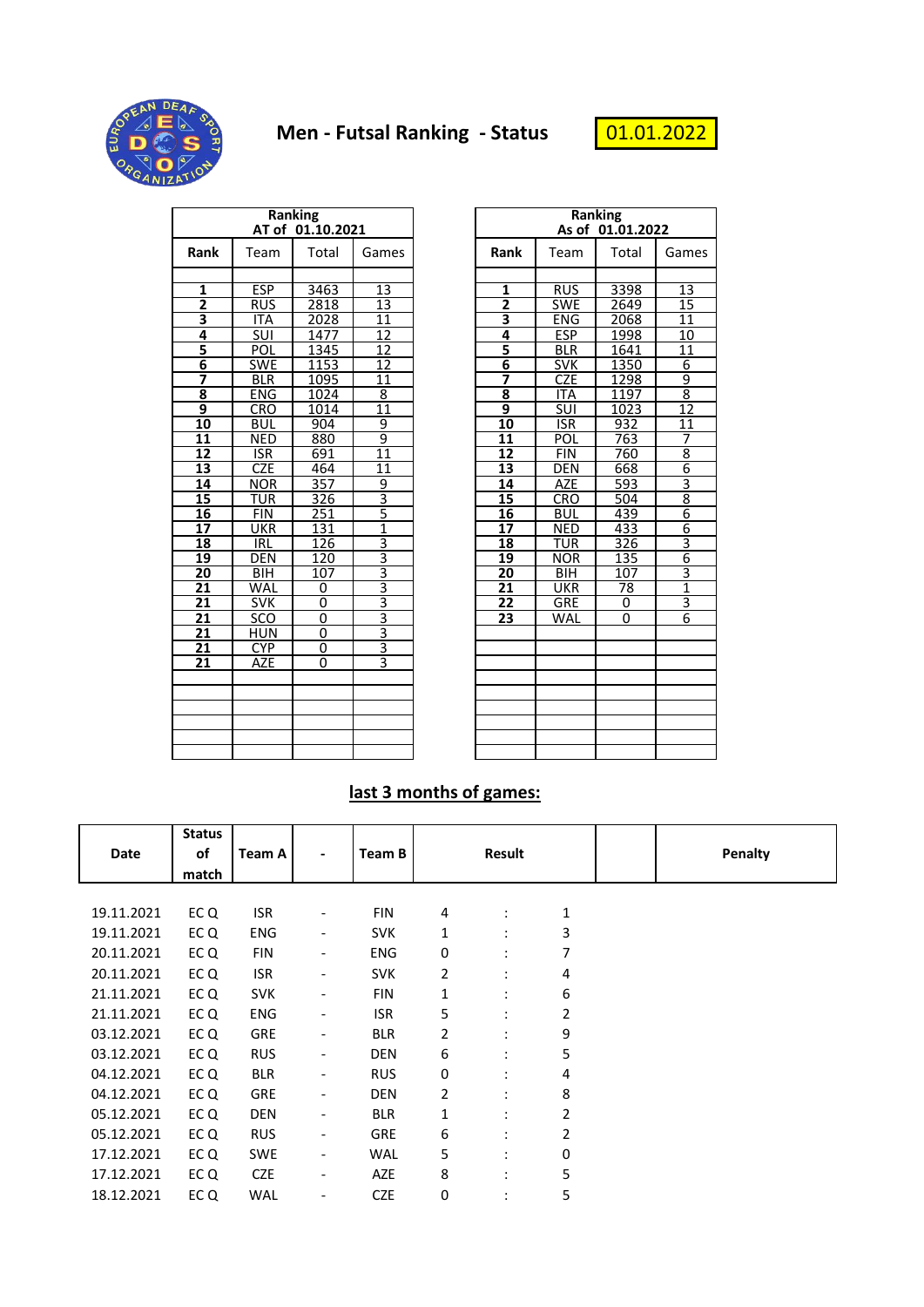# Men - Futsal Ranking - Status

01.01.2022

| Ranking AT of 01.10.2021 | | | |
|---|---|---|---|
| **Rank** | Team | Total | Games |
| **1** | ESP | 3463 | 13 |
| **2** | RUS | 2818 | 13 |
| **3** | ITA | 2028 | 11 |
| **4** | SUI | 1477 | 12 |
| **5** | POL | 1345 | 12 |
| **6** | SWE | 1153 | 12 |
| **7** | BLR | 1095 | 11 |
| **8** | ENG | 1024 | 8 |
| **9** | CRO | 1014 | 11 |
| **10** | BUL | 904 | 9 |
| **11** | NED | 880 | 9 |
| **12** | ISR | 691 | 11 |
| **13** | CZE | 464 | 11 |
| **14** | NOR | 357 | 9 |
| **15** | TUR | 326 | 3 |
| **16** | FIN | 251 | 5 |
| **17** | UKR | 131 | 1 |
| **18** | IRL | 126 | 3 |
| **19** | DEN | 120 | 3 |
| **20** | BIH | 107 | 3 |
| **21** | WAL | 0 | 3 |
| **21** | SVK | 0 | 3 |
| **21** | SCO | 0 | 3 |
| **21** | HUN | 0 | 3 |
| **21** | CYP | 0 | 3 |
| **21** | AZE | 0 | 3 |

| Ranking As of 01.01.2022 | | | |
|---|---|---|---|
| **Rank** | Team | Total | Games |
| **1** | RUS | 3398 | 13 |
| **2** | SWE | 2649 | 15 |
| **3** | ENG | 2068 | 11 |
| **4** | ESP | 1998 | 10 |
| **5** | BLR | 1641 | 11 |
| **6** | SVK | 1350 | 6 |
| **7** | CZE | 1298 | 9 |
| **8** | ITA | 1197 | 8 |
| **9** | SUI | 1023 | 12 |
| **10** | ISR | 932 | 11 |
| **11** | POL | 763 | 7 |
| **12** | FIN | 760 | 8 |
| **13** | DEN | 668 | 6 |
| **14** | AZE | 593 | 3 |
| **15** | CRO | 504 | 8 |
| **16** | BUL | 439 | 6 |
| **17** | NED | 433 | 6 |
| **18** | TUR | 326 | 3 |
| **19** | NOR | 135 | 6 |
| **20** | BIH | 107 | 3 |
| **21** | UKR | 78 | 1 |
| **22** | GRE | 0 | 3 |
| **23** | WAL | 0 | 6 |

## last 3 months of games:

| Date | Status of match | Team A | - | Team B | Result | | | | Penalty |
|---|---|---|---|---|---|---|---|---|---|
| 19.11.2021 | EC Q | ISR | - | FIN | 4 | : | 1 | | |
| 19.11.2021 | EC Q | ENG | - | SVK | 1 | : | 3 | | |
| 20.11.2021 | EC Q | FIN | - | ENG | 0 | : | 7 | | |
| 20.11.2021 | EC Q | ISR | - | SVK | 2 | : | 4 | | |
| 21.11.2021 | EC Q | SVK | - | FIN | 1 | : | 6 | | |
| 21.11.2021 | EC Q | ENG | - | ISR | 5 | : | 2 | | |
| 03.12.2021 | EC Q | GRE | - | BLR | 2 | : | 9 | | |
| 03.12.2021 | EC Q | RUS | - | DEN | 6 | : | 5 | | |
| 04.12.2021 | EC Q | BLR | - | RUS | 0 | : | 4 | | |
| 04.12.2021 | EC Q | GRE | - | DEN | 2 | : | 8 | | |
| 05.12.2021 | EC Q | DEN | - | BLR | 1 | : | 2 | | |
| 05.12.2021 | EC Q | RUS | - | GRE | 6 | : | 2 | | |
| 17.12.2021 | EC Q | SWE | - | WAL | 5 | : | 0 | | |
| 17.12.2021 | EC Q | CZE | - | AZE | 8 | : | 5 | | |
| 18.12.2021 | EC Q | WAL | - | CZE | 0 | : | 5 | | |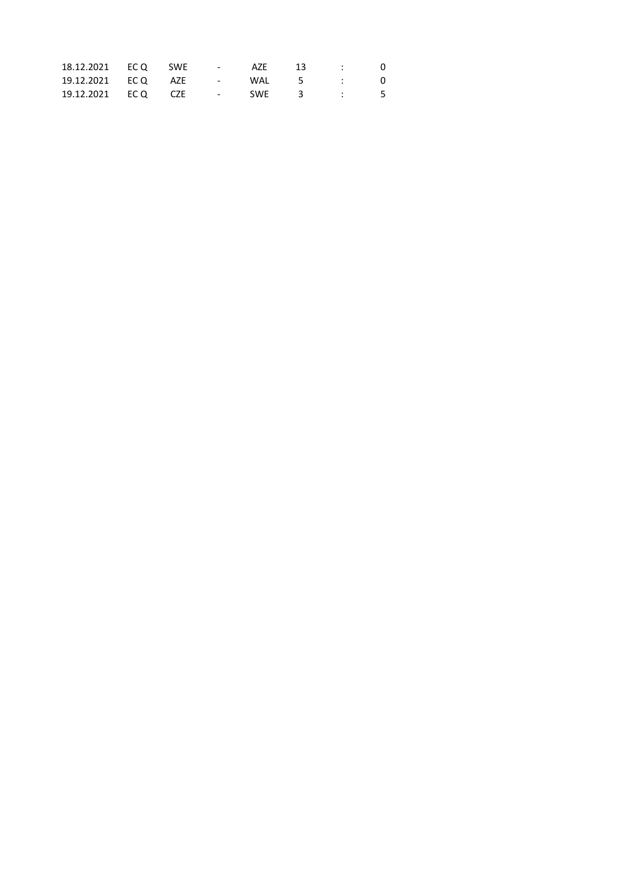| | | | | | | | |
|---|---|---|---|---|---|---|---|
| 18.12.2021 | EC Q | SWE | - | AZE | 13 | : | 0 |
| 19.12.2021 | EC Q | AZE | - | WAL | 5 | : | 0 |
| 19.12.2021 | EC Q | CZE | - | SWE | 3 | : | 5 |